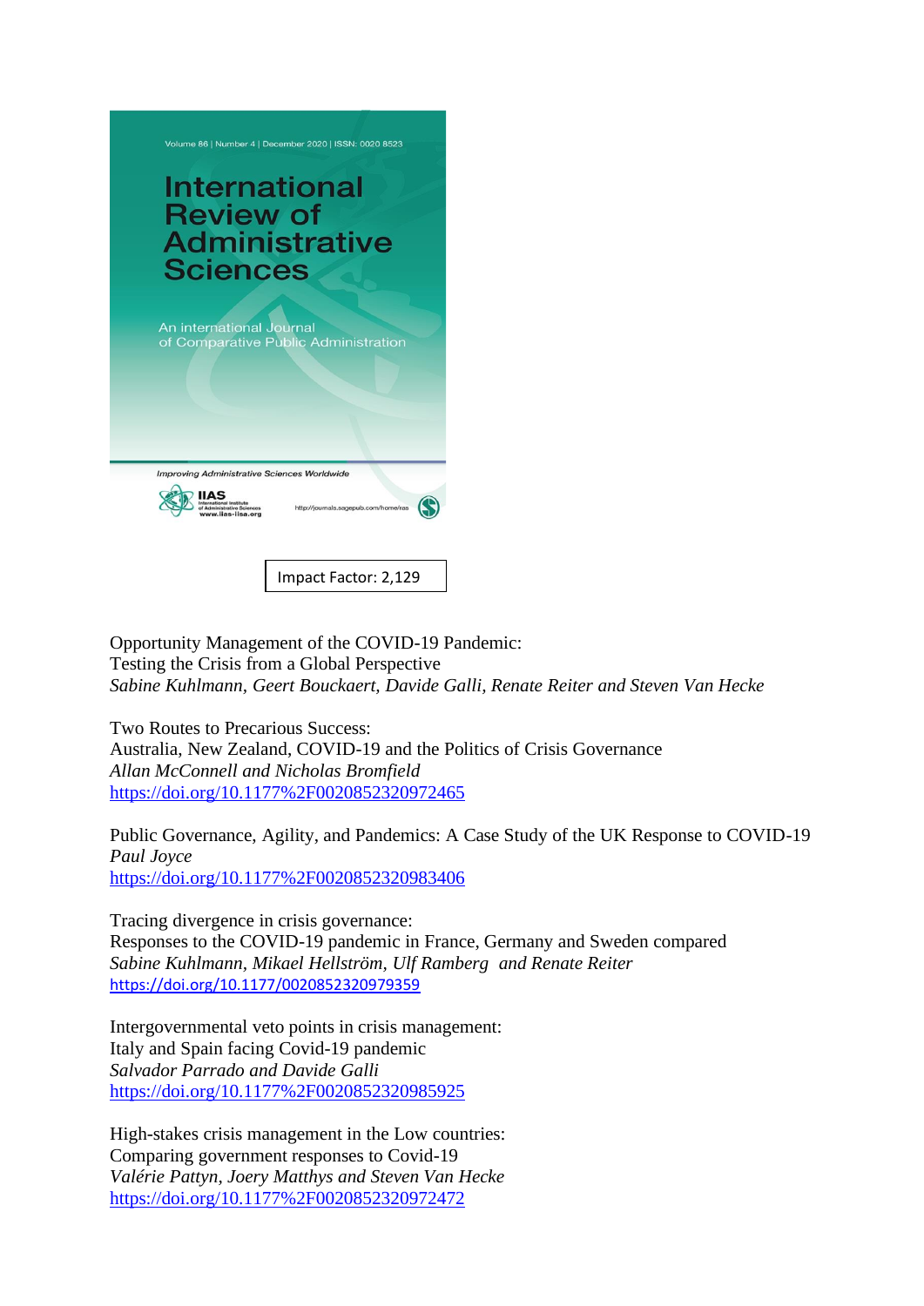Volume 86 | Number 4 | December 2020 | ISSN: 0020 8523

# International Review of Administrative Sciences

An international Journal of Comparative Public Administration

Improving Administrative Sciences Worldwide

IIAS International Institute of Administrative Sciences www.iias-iisa.org

http://journals.sagepub.com/home/ras

Impact Factor: 2,129

Opportunity Management of the COVID-19 Pandemic:
Testing the Crisis from a Global Perspective
*Sabine Kuhlmann, Geert Bouckaert, Davide Galli, Renate Reiter and Steven Van Hecke*

Two Routes to Precarious Success:
Australia, New Zealand, COVID-19 and the Politics of Crisis Governance
*Allan McConnell and Nicholas Bromfield*
https://doi.org/10.1177%2F0020852320972465

Public Governance, Agility, and Pandemics: A Case Study of the UK Response to COVID-19
*Paul Joyce*
https://doi.org/10.1177%2F0020852320983406

Tracing divergence in crisis governance:
Responses to the COVID-19 pandemic in France, Germany and Sweden compared
*Sabine Kuhlmann, Mikael Hellström, Ulf Ramberg and Renate Reiter*
https://doi.org/10.1177/0020852320979359

Intergovernmental veto points in crisis management:
Italy and Spain facing Covid-19 pandemic
*Salvador Parrado and Davide Galli*
https://doi.org/10.1177%2F0020852320985925

High-stakes crisis management in the Low countries:
Comparing government responses to Covid-19
*Valérie Pattyn, Joery Matthys and Steven Van Hecke*
https://doi.org/10.1177%2F0020852320972472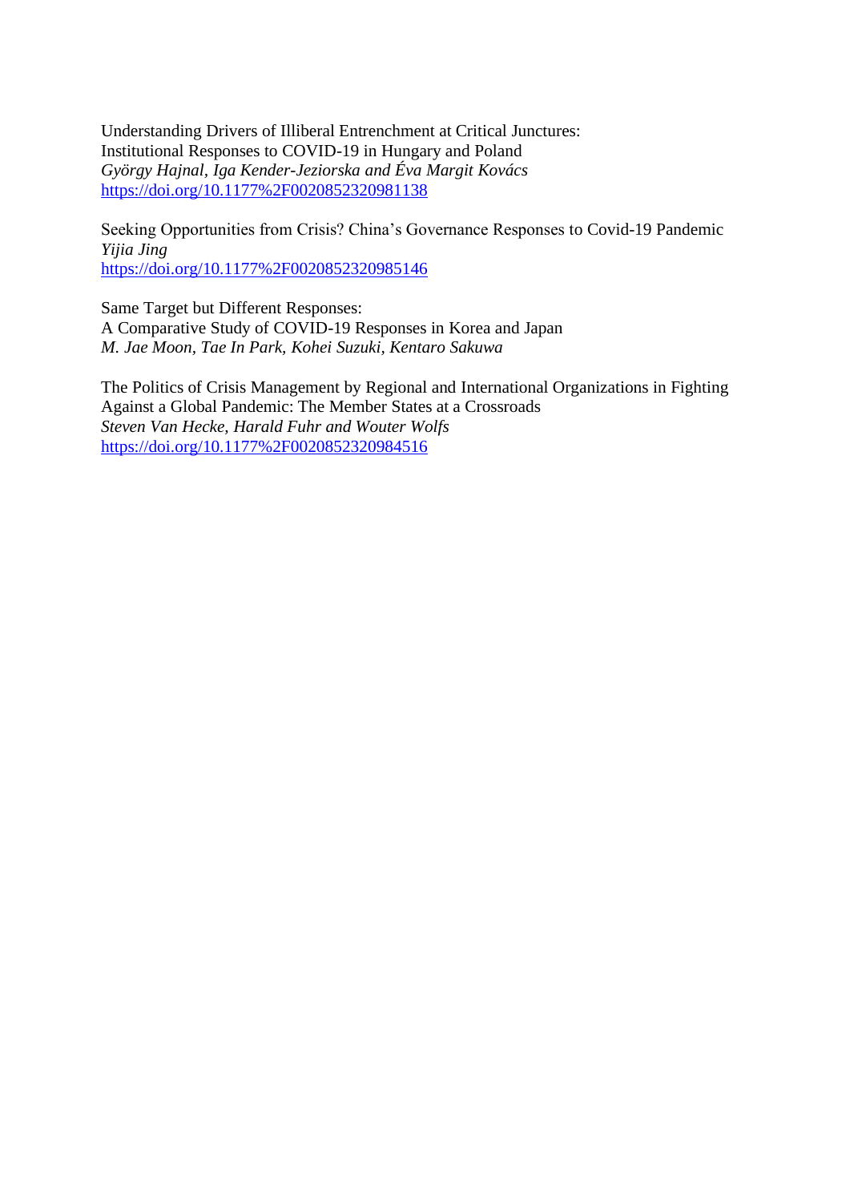Understanding Drivers of Illiberal Entrenchment at Critical Junctures:
Institutional Responses to COVID-19 in Hungary and Poland
*György Hajnal, Iga Kender-Jeziorska and Éva Margit Kovács*
https://doi.org/10.1177%2F0020852320981138

Seeking Opportunities from Crisis? China's Governance Responses to Covid-19 Pandemic
*Yijia Jing*
https://doi.org/10.1177%2F0020852320985146

Same Target but Different Responses:
A Comparative Study of COVID-19 Responses in Korea and Japan
*M. Jae Moon, Tae In Park, Kohei Suzuki, Kentaro Sakuwa*

The Politics of Crisis Management by Regional and International Organizations in Fighting Against a Global Pandemic: The Member States at a Crossroads
*Steven Van Hecke, Harald Fuhr and Wouter Wolfs*
https://doi.org/10.1177%2F0020852320984516